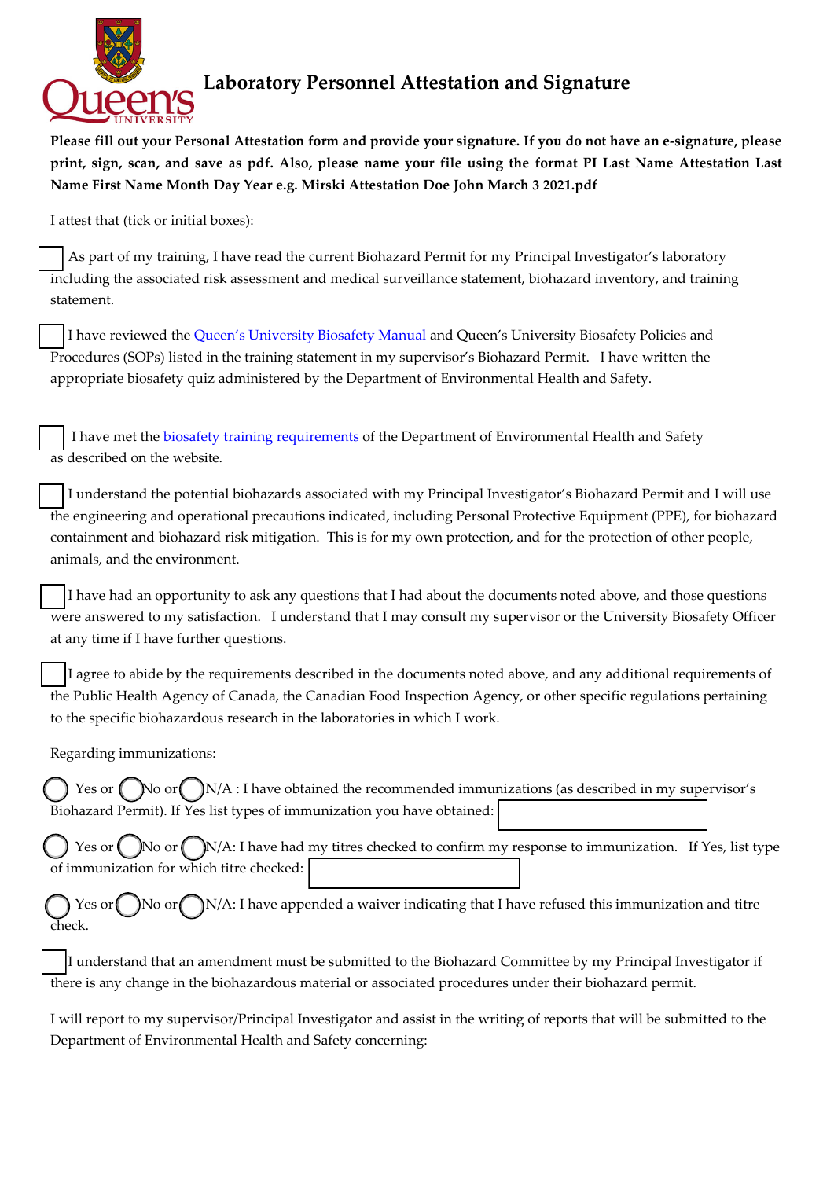# Laboratory Personnel Attestation and Signature

**Please fill out your Personal Attestation form and provide your signature. If you do not have an e-signature, please print, sign, scan, and save as pdf. Also, please name your file using the format PI Last Name Attestation Last Name First Name Month Day Year e.g. Mirski Attestation Doe John March 3 2021.pdf**

I attest that (tick or initial boxes):

☐ As part of my training, I have read the current Biohazard Permit for my Principal Investigator's laboratory including the associated risk assessment and medical surveillance statement, biohazard inventory, and training statement.

☐ I have reviewed the Queen's University Biosafety Manual and Queen's University Biosafety Policies and Procedures (SOPs) listed in the training statement in my supervisor's Biohazard Permit. I have written the appropriate biosafety quiz administered by the Department of Environmental Health and Safety.

☐ I have met the biosafety training requirements of the Department of Environmental Health and Safety as described on the website.

☐ I understand the potential biohazards associated with my Principal Investigator's Biohazard Permit and I will use the engineering and operational precautions indicated, including Personal Protective Equipment (PPE), for biohazard containment and biohazard risk mitigation. This is for my own protection, and for the protection of other people, animals, and the environment.

☐ I have had an opportunity to ask any questions that I had about the documents noted above, and those questions were answered to my satisfaction. I understand that I may consult my supervisor or the University Biosafety Officer at any time if I have further questions.

☐ I agree to abide by the requirements described in the documents noted above, and any additional requirements of the Public Health Agency of Canada, the Canadian Food Inspection Agency, or other specific regulations pertaining to the specific biohazardous research in the laboratories in which I work.

Regarding immunizations:

○ Yes or ○ No or ○ N/A : I have obtained the recommended immunizations (as described in my supervisor's Biohazard Permit). If Yes list types of immunization you have obtained: ________

○ Yes or ○ No or ○ N/A: I have had my titres checked to confirm my response to immunization. If Yes, list type of immunization for which titre checked: ________

○ Yes or ○ No or ○ N/A: I have appended a waiver indicating that I have refused this immunization and titre check.

☐ I understand that an amendment must be submitted to the Biohazard Committee by my Principal Investigator if there is any change in the biohazardous material or associated procedures under their biohazard permit.

I will report to my supervisor/Principal Investigator and assist in the writing of reports that will be submitted to the Department of Environmental Health and Safety concerning: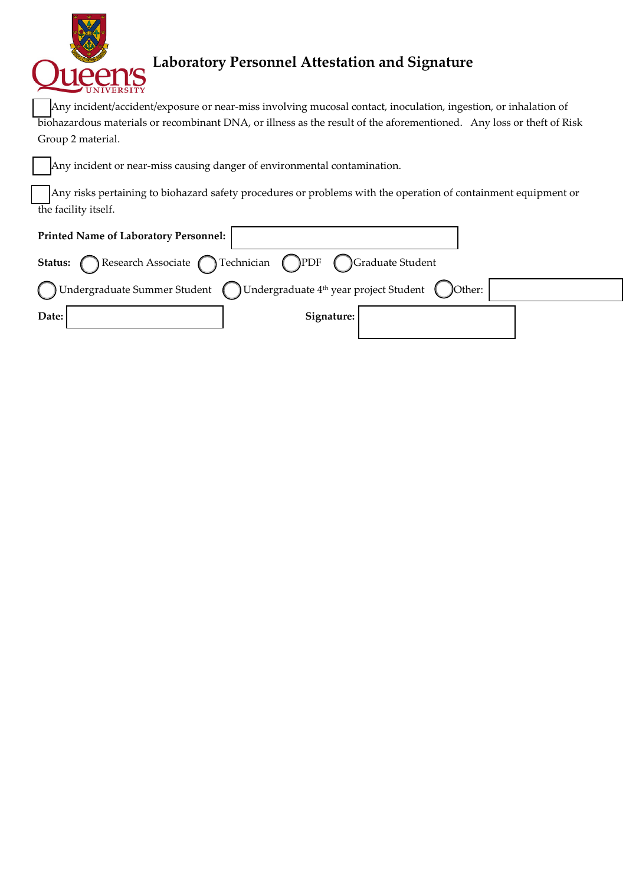## Laboratory Personnel Attestation and Signature

☐ Any incident/accident/exposure or near-miss involving mucosal contact, inoculation, ingestion, or inhalation of biohazardous materials or recombinant DNA, or illness as the result of the aforementioned. Any loss or theft of Risk Group 2 material.

☐ Any incident or near-miss causing danger of environmental contamination.

☐ Any risks pertaining to biohazard safety procedures or problems with the operation of containment equipment or the facility itself.

**Printed Name of Laboratory Personnel:** ______________________

**Status:** ◯ Research Associate ◯ Technician ◯ PDF ◯ Graduate Student

◯ Undergraduate Summer Student ◯ Undergraduate 4th year project Student ◯ Other: ______________________

**Date:** ______________________ **Signature:** ______________________